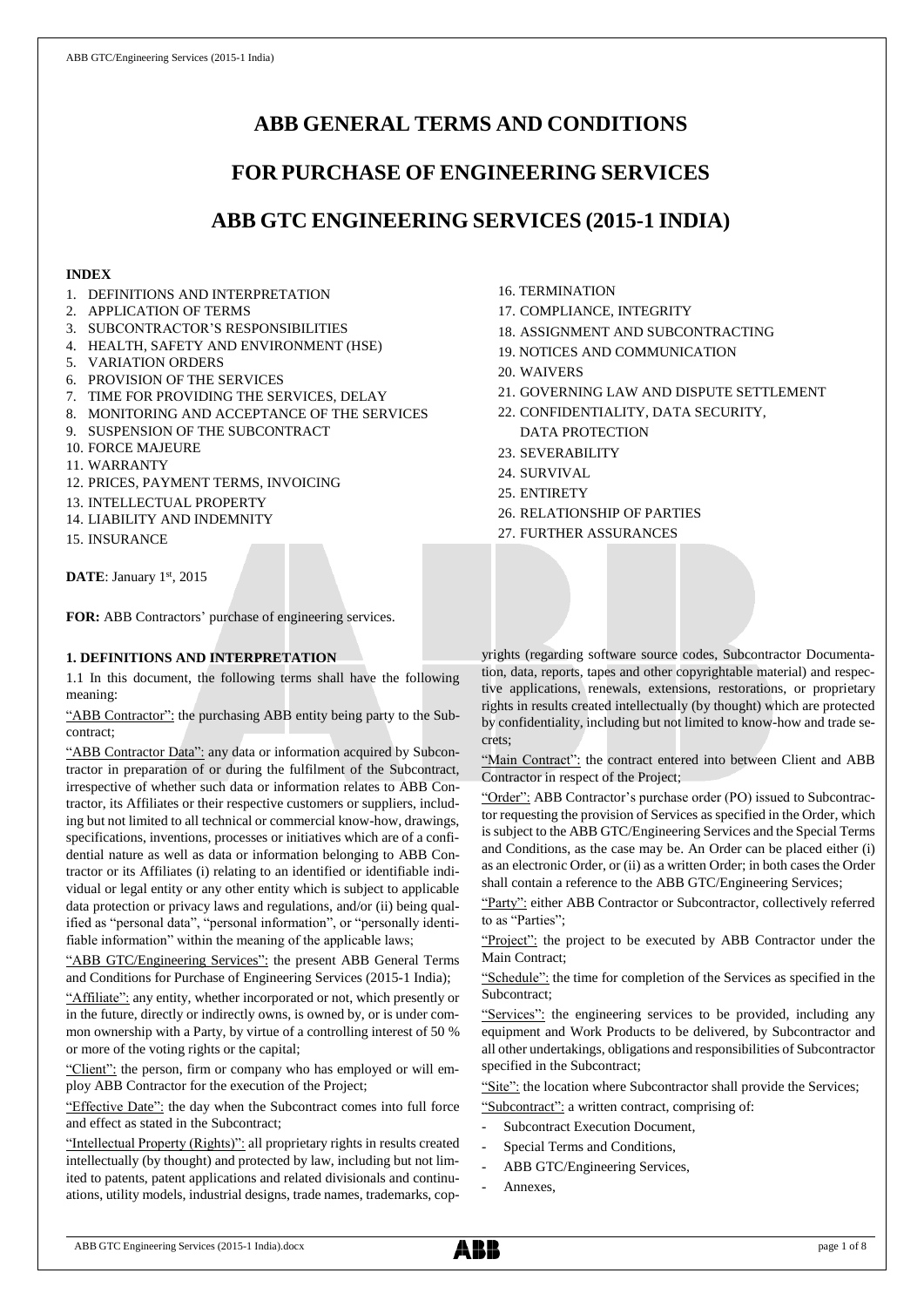# ABB GENERAL TERMS AND CONDITIONS

# FOR PURCHASE OF ENGINEERING SERVICES

# ABB GTC ENGINEERING SERVICES (2015-1 INDIA)

**INDEX**

1. DEFINITIONS AND INTERPRETATION
2. APPLICATION OF TERMS
3. SUBCONTRACTOR'S RESPONSIBILITIES
4. HEALTH, SAFETY AND ENVIRONMENT (HSE)
5. VARIATION ORDERS
6. PROVISION OF THE SERVICES
7. TIME FOR PROVIDING THE SERVICES, DELAY
8. MONITORING AND ACCEPTANCE OF THE SERVICES
9. SUSPENSION OF THE SUBCONTRACT
10. FORCE MAJEURE
11. WARRANTY
12. PRICES, PAYMENT TERMS, INVOICING
13. INTELLECTUAL PROPERTY
14. LIABILITY AND INDEMNITY
15. INSURANCE
16. TERMINATION
17. COMPLIANCE, INTEGRITY
18. ASSIGNMENT AND SUBCONTRACTING
19. NOTICES AND COMMUNICATION
20. WAIVERS
21. GOVERNING LAW AND DISPUTE SETTLEMENT
22. CONFIDENTIALITY, DATA SECURITY, DATA PROTECTION
23. SEVERABILITY
24. SURVIVAL
25. ENTIRETY
26. RELATIONSHIP OF PARTIES
27. FURTHER ASSURANCES

**DATE**: January 1st, 2015

**FOR:** ABB Contractors' purchase of engineering services.

## 1. DEFINITIONS AND INTERPRETATION

1.1 In this document, the following terms shall have the following meaning:

"ABB Contractor": the purchasing ABB entity being party to the Subcontract;

"ABB Contractor Data": any data or information acquired by Subcontractor in preparation of or during the fulfilment of the Subcontract, irrespective of whether such data or information relates to ABB Contractor, its Affiliates or their respective customers or suppliers, including but not limited to all technical or commercial know-how, drawings, specifications, inventions, processes or initiatives which are of a confidential nature as well as data or information belonging to ABB Contractor or its Affiliates (i) relating to an identified or identifiable individual or legal entity or any other entity which is subject to applicable data protection or privacy laws and regulations, and/or (ii) being qualified as "personal data", "personal information", or "personally identifiable information" within the meaning of the applicable laws;

"ABB GTC/Engineering Services": the present ABB General Terms and Conditions for Purchase of Engineering Services (2015-1 India);

"Affiliate": any entity, whether incorporated or not, which presently or in the future, directly or indirectly owns, is owned by, or is under common ownership with a Party, by virtue of a controlling interest of 50 % or more of the voting rights or the capital;

"Client": the person, firm or company who has employed or will employ ABB Contractor for the execution of the Project;

"Effective Date": the day when the Subcontract comes into full force and effect as stated in the Subcontract;

"Intellectual Property (Rights)": all proprietary rights in results created intellectually (by thought) and protected by law, including but not limited to patents, patent applications and related divisionals and continuations, utility models, industrial designs, trade names, trademarks, copyrights (regarding software source codes, Subcontractor Documentation, data, reports, tapes and other copyrightable material) and respective applications, renewals, extensions, restorations, or proprietary rights in results created intellectually (by thought) which are protected by confidentiality, including but not limited to know-how and trade secrets;

"Main Contract": the contract entered into between Client and ABB Contractor in respect of the Project;

"Order": ABB Contractor's purchase order (PO) issued to Subcontractor requesting the provision of Services as specified in the Order, which is subject to the ABB GTC/Engineering Services and the Special Terms and Conditions, as the case may be. An Order can be placed either (i) as an electronic Order, or (ii) as a written Order; in both cases the Order shall contain a reference to the ABB GTC/Engineering Services;

"Party": either ABB Contractor or Subcontractor, collectively referred to as "Parties";

"Project": the project to be executed by ABB Contractor under the Main Contract;

"Schedule": the time for completion of the Services as specified in the Subcontract;

"Services": the engineering services to be provided, including any equipment and Work Products to be delivered, by Subcontractor and all other undertakings, obligations and responsibilities of Subcontractor specified in the Subcontract;

"Site": the location where Subcontractor shall provide the Services;

"Subcontract": a written contract, comprising of:

- Subcontract Execution Document,
- Special Terms and Conditions,
- ABB GTC/Engineering Services,
- Annexes,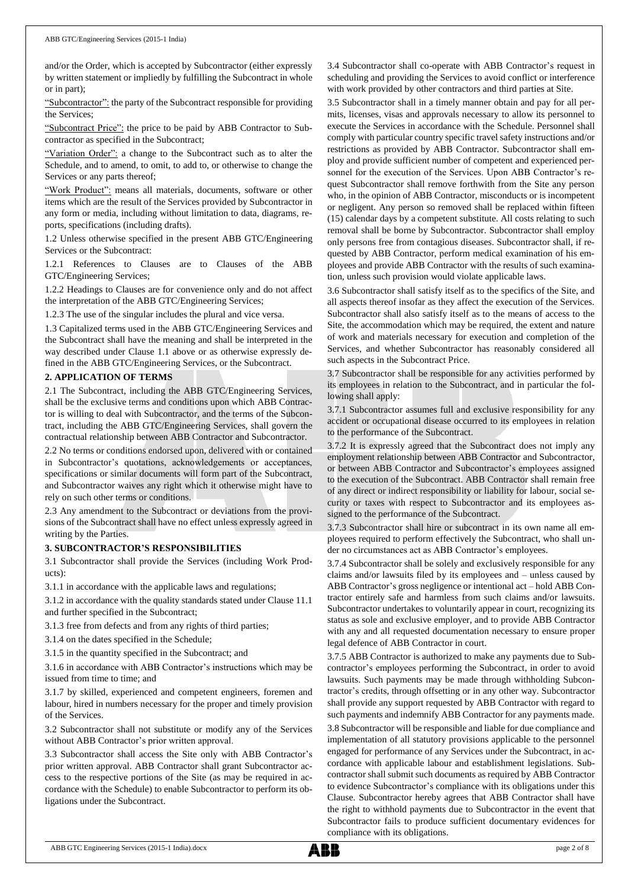and/or the Order, which is accepted by Subcontractor (either expressly by written statement or impliedly by fulfilling the Subcontract in whole or in part);

"Subcontractor": the party of the Subcontract responsible for providing the Services;

"Subcontract Price": the price to be paid by ABB Contractor to Subcontractor as specified in the Subcontract;

"Variation Order": a change to the Subcontract such as to alter the Schedule, and to amend, to omit, to add to, or otherwise to change the Services or any parts thereof;

"Work Product": means all materials, documents, software or other items which are the result of the Services provided by Subcontractor in any form or media, including without limitation to data, diagrams, reports, specifications (including drafts).

1.2 Unless otherwise specified in the present ABB GTC/Engineering Services or the Subcontract:

1.2.1 References to Clauses are to Clauses of the ABB GTC/Engineering Services;

1.2.2 Headings to Clauses are for convenience only and do not affect the interpretation of the ABB GTC/Engineering Services;

1.2.3 The use of the singular includes the plural and vice versa.

1.3 Capitalized terms used in the ABB GTC/Engineering Services and the Subcontract shall have the meaning and shall be interpreted in the way described under Clause 1.1 above or as otherwise expressly defined in the ABB GTC/Engineering Services, or the Subcontract.

## 2. APPLICATION OF TERMS

2.1 The Subcontract, including the ABB GTC/Engineering Services, shall be the exclusive terms and conditions upon which ABB Contractor is willing to deal with Subcontractor, and the terms of the Subcontract, including the ABB GTC/Engineering Services, shall govern the contractual relationship between ABB Contractor and Subcontractor.

2.2 No terms or conditions endorsed upon, delivered with or contained in Subcontractor's quotations, acknowledgements or acceptances, specifications or similar documents will form part of the Subcontract, and Subcontractor waives any right which it otherwise might have to rely on such other terms or conditions.

2.3 Any amendment to the Subcontract or deviations from the provisions of the Subcontract shall have no effect unless expressly agreed in writing by the Parties.

## 3. SUBCONTRACTOR'S RESPONSIBILITIES

3.1 Subcontractor shall provide the Services (including Work Products):

3.1.1 in accordance with the applicable laws and regulations;

3.1.2 in accordance with the quality standards stated under Clause 11.1 and further specified in the Subcontract;

3.1.3 free from defects and from any rights of third parties;

3.1.4 on the dates specified in the Schedule;

3.1.5 in the quantity specified in the Subcontract; and

3.1.6 in accordance with ABB Contractor's instructions which may be issued from time to time; and

3.1.7 by skilled, experienced and competent engineers, foremen and labour, hired in numbers necessary for the proper and timely provision of the Services.

3.2 Subcontractor shall not substitute or modify any of the Services without ABB Contractor's prior written approval.

3.3 Subcontractor shall access the Site only with ABB Contractor's prior written approval. ABB Contractor shall grant Subcontractor access to the respective portions of the Site (as may be required in accordance with the Schedule) to enable Subcontractor to perform its obligations under the Subcontract.

3.4 Subcontractor shall co-operate with ABB Contractor's request in scheduling and providing the Services to avoid conflict or interference with work provided by other contractors and third parties at Site.

3.5 Subcontractor shall in a timely manner obtain and pay for all permits, licenses, visas and approvals necessary to allow its personnel to execute the Services in accordance with the Schedule. Personnel shall comply with particular country specific travel safety instructions and/or restrictions as provided by ABB Contractor. Subcontractor shall employ and provide sufficient number of competent and experienced personnel for the execution of the Services. Upon ABB Contractor's request Subcontractor shall remove forthwith from the Site any person who, in the opinion of ABB Contractor, misconducts or is incompetent or negligent. Any person so removed shall be replaced within fifteen (15) calendar days by a competent substitute. All costs relating to such removal shall be borne by Subcontractor. Subcontractor shall employ only persons free from contagious diseases. Subcontractor shall, if requested by ABB Contractor, perform medical examination of his employees and provide ABB Contractor with the results of such examination, unless such provision would violate applicable laws.

3.6 Subcontractor shall satisfy itself as to the specifics of the Site, and all aspects thereof insofar as they affect the execution of the Services. Subcontractor shall also satisfy itself as to the means of access to the Site, the accommodation which may be required, the extent and nature of work and materials necessary for execution and completion of the Services, and whether Subcontractor has reasonably considered all such aspects in the Subcontract Price.

3.7 Subcontractor shall be responsible for any activities performed by its employees in relation to the Subcontract, and in particular the following shall apply:

3.7.1 Subcontractor assumes full and exclusive responsibility for any accident or occupational disease occurred to its employees in relation to the performance of the Subcontract.

3.7.2 It is expressly agreed that the Subcontract does not imply any employment relationship between ABB Contractor and Subcontractor, or between ABB Contractor and Subcontractor's employees assigned to the execution of the Subcontract. ABB Contractor shall remain free of any direct or indirect responsibility or liability for labour, social security or taxes with respect to Subcontractor and its employees assigned to the performance of the Subcontract.

3.7.3 Subcontractor shall hire or subcontract in its own name all employees required to perform effectively the Subcontract, who shall under no circumstances act as ABB Contractor's employees.

3.7.4 Subcontractor shall be solely and exclusively responsible for any claims and/or lawsuits filed by its employees and – unless caused by ABB Contractor's gross negligence or intentional act – hold ABB Contractor entirely safe and harmless from such claims and/or lawsuits. Subcontractor undertakes to voluntarily appear in court, recognizing its status as sole and exclusive employer, and to provide ABB Contractor with any and all requested documentation necessary to ensure proper legal defence of ABB Contractor in court.

3.7.5 ABB Contractor is authorized to make any payments due to Subcontractor's employees performing the Subcontract, in order to avoid lawsuits. Such payments may be made through withholding Subcontractor's credits, through offsetting or in any other way. Subcontractor shall provide any support requested by ABB Contractor with regard to such payments and indemnify ABB Contractor for any payments made.

3.8 Subcontractor will be responsible and liable for due compliance and implementation of all statutory provisions applicable to the personnel engaged for performance of any Services under the Subcontract, in accordance with applicable labour and establishment legislations. Subcontractor shall submit such documents as required by ABB Contractor to evidence Subcontractor's compliance with its obligations under this Clause. Subcontractor hereby agrees that ABB Contractor shall have the right to withhold payments due to Subcontractor in the event that Subcontractor fails to produce sufficient documentary evidences for compliance with its obligations.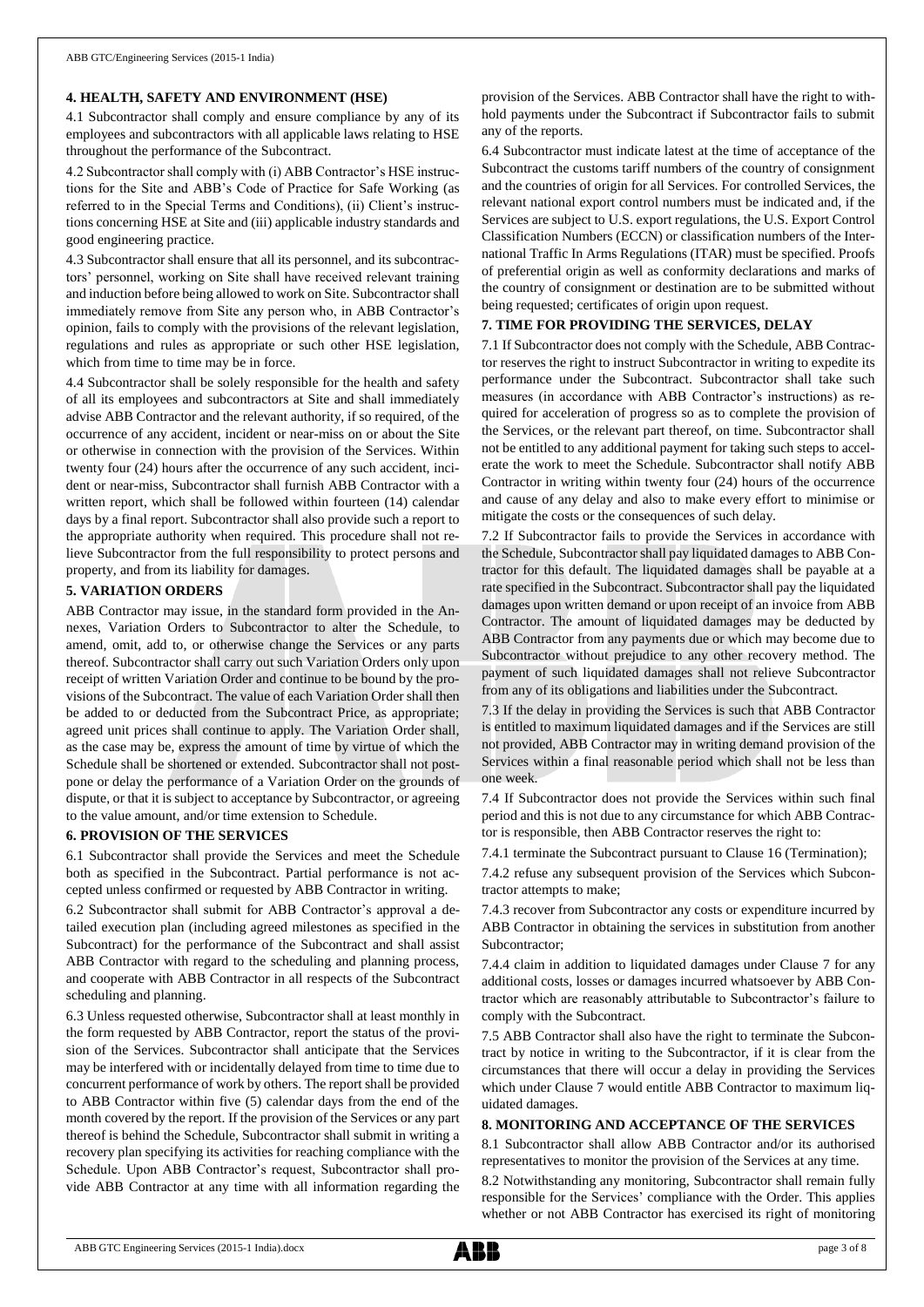## 4. HEALTH, SAFETY AND ENVIRONMENT (HSE)

4.1 Subcontractor shall comply and ensure compliance by any of its employees and subcontractors with all applicable laws relating to HSE throughout the performance of the Subcontract.

4.2 Subcontractor shall comply with (i) ABB Contractor's HSE instructions for the Site and ABB's Code of Practice for Safe Working (as referred to in the Special Terms and Conditions), (ii) Client's instructions concerning HSE at Site and (iii) applicable industry standards and good engineering practice.

4.3 Subcontractor shall ensure that all its personnel, and its subcontractors' personnel, working on Site shall have received relevant training and induction before being allowed to work on Site. Subcontractor shall immediately remove from Site any person who, in ABB Contractor's opinion, fails to comply with the provisions of the relevant legislation, regulations and rules as appropriate or such other HSE legislation, which from time to time may be in force.

4.4 Subcontractor shall be solely responsible for the health and safety of all its employees and subcontractors at Site and shall immediately advise ABB Contractor and the relevant authority, if so required, of the occurrence of any accident, incident or near-miss on or about the Site or otherwise in connection with the provision of the Services. Within twenty four (24) hours after the occurrence of any such accident, incident or near-miss, Subcontractor shall furnish ABB Contractor with a written report, which shall be followed within fourteen (14) calendar days by a final report. Subcontractor shall also provide such a report to the appropriate authority when required. This procedure shall not relieve Subcontractor from the full responsibility to protect persons and property, and from its liability for damages.

## 5. VARIATION ORDERS

ABB Contractor may issue, in the standard form provided in the Annexes, Variation Orders to Subcontractor to alter the Schedule, to amend, omit, add to, or otherwise change the Services or any parts thereof. Subcontractor shall carry out such Variation Orders only upon receipt of written Variation Order and continue to be bound by the provisions of the Subcontract. The value of each Variation Order shall then be added to or deducted from the Subcontract Price, as appropriate; agreed unit prices shall continue to apply. The Variation Order shall, as the case may be, express the amount of time by virtue of which the Schedule shall be shortened or extended. Subcontractor shall not postpone or delay the performance of a Variation Order on the grounds of dispute, or that it is subject to acceptance by Subcontractor, or agreeing to the value amount, and/or time extension to Schedule.

## 6. PROVISION OF THE SERVICES

6.1 Subcontractor shall provide the Services and meet the Schedule both as specified in the Subcontract. Partial performance is not accepted unless confirmed or requested by ABB Contractor in writing.

6.2 Subcontractor shall submit for ABB Contractor's approval a detailed execution plan (including agreed milestones as specified in the Subcontract) for the performance of the Subcontract and shall assist ABB Contractor with regard to the scheduling and planning process, and cooperate with ABB Contractor in all respects of the Subcontract scheduling and planning.

6.3 Unless requested otherwise, Subcontractor shall at least monthly in the form requested by ABB Contractor, report the status of the provision of the Services. Subcontractor shall anticipate that the Services may be interfered with or incidentally delayed from time to time due to concurrent performance of work by others. The report shall be provided to ABB Contractor within five (5) calendar days from the end of the month covered by the report. If the provision of the Services or any part thereof is behind the Schedule, Subcontractor shall submit in writing a recovery plan specifying its activities for reaching compliance with the Schedule. Upon ABB Contractor's request, Subcontractor shall provide ABB Contractor at any time with all information regarding the provision of the Services. ABB Contractor shall have the right to withhold payments under the Subcontract if Subcontractor fails to submit any of the reports.

6.4 Subcontractor must indicate latest at the time of acceptance of the Subcontract the customs tariff numbers of the country of consignment and the countries of origin for all Services. For controlled Services, the relevant national export control numbers must be indicated and, if the Services are subject to U.S. export regulations, the U.S. Export Control Classification Numbers (ECCN) or classification numbers of the International Traffic In Arms Regulations (ITAR) must be specified. Proofs of preferential origin as well as conformity declarations and marks of the country of consignment or destination are to be submitted without being requested; certificates of origin upon request.

## 7. TIME FOR PROVIDING THE SERVICES, DELAY

7.1 If Subcontractor does not comply with the Schedule, ABB Contractor reserves the right to instruct Subcontractor in writing to expedite its performance under the Subcontract. Subcontractor shall take such measures (in accordance with ABB Contractor's instructions) as required for acceleration of progress so as to complete the provision of the Services, or the relevant part thereof, on time. Subcontractor shall not be entitled to any additional payment for taking such steps to accelerate the work to meet the Schedule. Subcontractor shall notify ABB Contractor in writing within twenty four (24) hours of the occurrence and cause of any delay and also to make every effort to minimise or mitigate the costs or the consequences of such delay.

7.2 If Subcontractor fails to provide the Services in accordance with the Schedule, Subcontractor shall pay liquidated damages to ABB Contractor for this default. The liquidated damages shall be payable at a rate specified in the Subcontract. Subcontractor shall pay the liquidated damages upon written demand or upon receipt of an invoice from ABB Contractor. The amount of liquidated damages may be deducted by ABB Contractor from any payments due or which may become due to Subcontractor without prejudice to any other recovery method. The payment of such liquidated damages shall not relieve Subcontractor from any of its obligations and liabilities under the Subcontract.

7.3 If the delay in providing the Services is such that ABB Contractor is entitled to maximum liquidated damages and if the Services are still not provided, ABB Contractor may in writing demand provision of the Services within a final reasonable period which shall not be less than one week.

7.4 If Subcontractor does not provide the Services within such final period and this is not due to any circumstance for which ABB Contractor is responsible, then ABB Contractor reserves the right to:

7.4.1 terminate the Subcontract pursuant to Clause 16 (Termination);

7.4.2 refuse any subsequent provision of the Services which Subcontractor attempts to make;

7.4.3 recover from Subcontractor any costs or expenditure incurred by ABB Contractor in obtaining the services in substitution from another Subcontractor;

7.4.4 claim in addition to liquidated damages under Clause 7 for any additional costs, losses or damages incurred whatsoever by ABB Contractor which are reasonably attributable to Subcontractor's failure to comply with the Subcontract.

7.5 ABB Contractor shall also have the right to terminate the Subcontract by notice in writing to the Subcontractor, if it is clear from the circumstances that there will occur a delay in providing the Services which under Clause 7 would entitle ABB Contractor to maximum liquidated damages.

## 8. MONITORING AND ACCEPTANCE OF THE SERVICES

8.1 Subcontractor shall allow ABB Contractor and/or its authorised representatives to monitor the provision of the Services at any time.

8.2 Notwithstanding any monitoring, Subcontractor shall remain fully responsible for the Services' compliance with the Order. This applies whether or not ABB Contractor has exercised its right of monitoring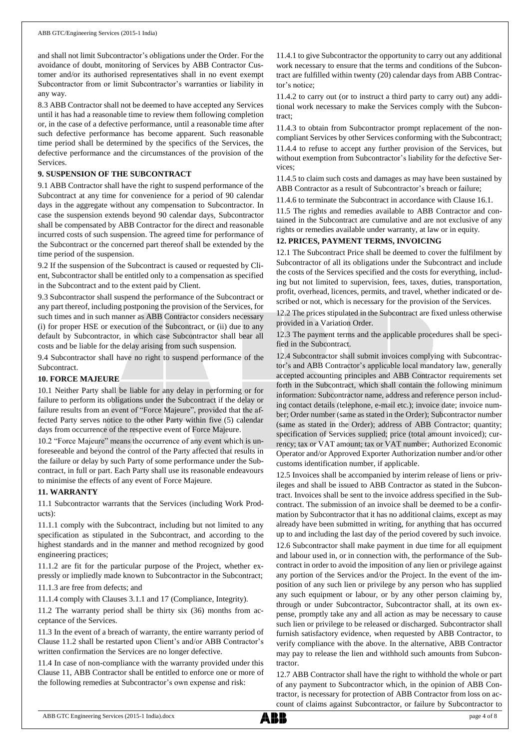and shall not limit Subcontractor's obligations under the Order. For the avoidance of doubt, monitoring of Services by ABB Contractor Customer and/or its authorised representatives shall in no event exempt Subcontractor from or limit Subcontractor's warranties or liability in any way.

8.3 ABB Contractor shall not be deemed to have accepted any Services until it has had a reasonable time to review them following completion or, in the case of a defective performance, until a reasonable time after such defective performance has become apparent. Such reasonable time period shall be determined by the specifics of the Services, the defective performance and the circumstances of the provision of the Services.

## 9. SUSPENSION OF THE SUBCONTRACT

9.1 ABB Contractor shall have the right to suspend performance of the Subcontract at any time for convenience for a period of 90 calendar days in the aggregate without any compensation to Subcontractor. In case the suspension extends beyond 90 calendar days, Subcontractor shall be compensated by ABB Contractor for the direct and reasonable incurred costs of such suspension. The agreed time for performance of the Subcontract or the concerned part thereof shall be extended by the time period of the suspension.

9.2 If the suspension of the Subcontract is caused or requested by Client, Subcontractor shall be entitled only to a compensation as specified in the Subcontract and to the extent paid by Client.

9.3 Subcontractor shall suspend the performance of the Subcontract or any part thereof, including postponing the provision of the Services, for such times and in such manner as ABB Contractor considers necessary (i) for proper HSE or execution of the Subcontract, or (ii) due to any default by Subcontractor, in which case Subcontractor shall bear all costs and be liable for the delay arising from such suspension.

9.4 Subcontractor shall have no right to suspend performance of the Subcontract.

## 10. FORCE MAJEURE

10.1 Neither Party shall be liable for any delay in performing or for failure to perform its obligations under the Subcontract if the delay or failure results from an event of "Force Majeure", provided that the affected Party serves notice to the other Party within five (5) calendar days from occurrence of the respective event of Force Majeure.

10.2 "Force Majeure" means the occurrence of any event which is unforeseeable and beyond the control of the Party affected that results in the failure or delay by such Party of some performance under the Subcontract, in full or part. Each Party shall use its reasonable endeavours to minimise the effects of any event of Force Majeure.

## 11. WARRANTY

11.1 Subcontractor warrants that the Services (including Work Products):

11.1.1 comply with the Subcontract, including but not limited to any specification as stipulated in the Subcontract, and according to the highest standards and in the manner and method recognized by good engineering practices;

11.1.2 are fit for the particular purpose of the Project, whether expressly or impliedly made known to Subcontractor in the Subcontract;

11.1.3 are free from defects; and

11.1.4 comply with Clauses 3.1.1 and 17 (Compliance, Integrity).

11.2 The warranty period shall be thirty six (36) months from acceptance of the Services.

11.3 In the event of a breach of warranty, the entire warranty period of Clause 11.2 shall be restarted upon Client's and/or ABB Contractor's written confirmation the Services are no longer defective.

11.4 In case of non-compliance with the warranty provided under this Clause 11, ABB Contractor shall be entitled to enforce one or more of the following remedies at Subcontractor's own expense and risk:

11.4.1 to give Subcontractor the opportunity to carry out any additional work necessary to ensure that the terms and conditions of the Subcontract are fulfilled within twenty (20) calendar days from ABB Contractor's notice;

11.4.2 to carry out (or to instruct a third party to carry out) any additional work necessary to make the Services comply with the Subcontract;

11.4.3 to obtain from Subcontractor prompt replacement of the non-compliant Services by other Services conforming with the Subcontract;

11.4.4 to refuse to accept any further provision of the Services, but without exemption from Subcontractor's liability for the defective Services;

11.4.5 to claim such costs and damages as may have been sustained by ABB Contractor as a result of Subcontractor's breach or failure;

11.4.6 to terminate the Subcontract in accordance with Clause 16.1.

11.5 The rights and remedies available to ABB Contractor and contained in the Subcontract are cumulative and are not exclusive of any rights or remedies available under warranty, at law or in equity.

## 12. PRICES, PAYMENT TERMS, INVOICING

12.1 The Subcontract Price shall be deemed to cover the fulfilment by Subcontractor of all its obligations under the Subcontract and include the costs of the Services specified and the costs for everything, including but not limited to supervision, fees, taxes, duties, transportation, profit, overhead, licences, permits, and travel, whether indicated or described or not, which is necessary for the provision of the Services.

12.2 The prices stipulated in the Subcontract are fixed unless otherwise provided in a Variation Order.

12.3 The payment terms and the applicable procedures shall be specified in the Subcontract.

12.4 Subcontractor shall submit invoices complying with Subcontractor's and ABB Contractor's applicable local mandatory law, generally accepted accounting principles and ABB Contractor requirements set forth in the Subcontract, which shall contain the following minimum information: Subcontractor name, address and reference person including contact details (telephone, e-mail etc.); invoice date; invoice number; Order number (same as stated in the Order); Subcontractor number (same as stated in the Order); address of ABB Contractor; quantity; specification of Services supplied; price (total amount invoiced); currency; tax or VAT amount; tax or VAT number; Authorized Economic Operator and/or Approved Exporter Authorization number and/or other customs identification number, if applicable.

12.5 Invoices shall be accompanied by interim release of liens or privileges and shall be issued to ABB Contractor as stated in the Subcontract. Invoices shall be sent to the invoice address specified in the Subcontract. The submission of an invoice shall be deemed to be a confirmation by Subcontractor that it has no additional claims, except as may already have been submitted in writing, for anything that has occurred up to and including the last day of the period covered by such invoice.

12.6 Subcontractor shall make payment in due time for all equipment and labour used in, or in connection with, the performance of the Subcontract in order to avoid the imposition of any lien or privilege against any portion of the Services and/or the Project. In the event of the imposition of any such lien or privilege by any person who has supplied any such equipment or labour, or by any other person claiming by, through or under Subcontractor, Subcontractor shall, at its own expense, promptly take any and all action as may be necessary to cause such lien or privilege to be released or discharged. Subcontractor shall furnish satisfactory evidence, when requested by ABB Contractor, to verify compliance with the above. In the alternative, ABB Contractor may pay to release the lien and withhold such amounts from Subcontractor.

12.7 ABB Contractor shall have the right to withhold the whole or part of any payment to Subcontractor which, in the opinion of ABB Contractor, is necessary for protection of ABB Contractor from loss on account of claims against Subcontractor, or failure by Subcontractor to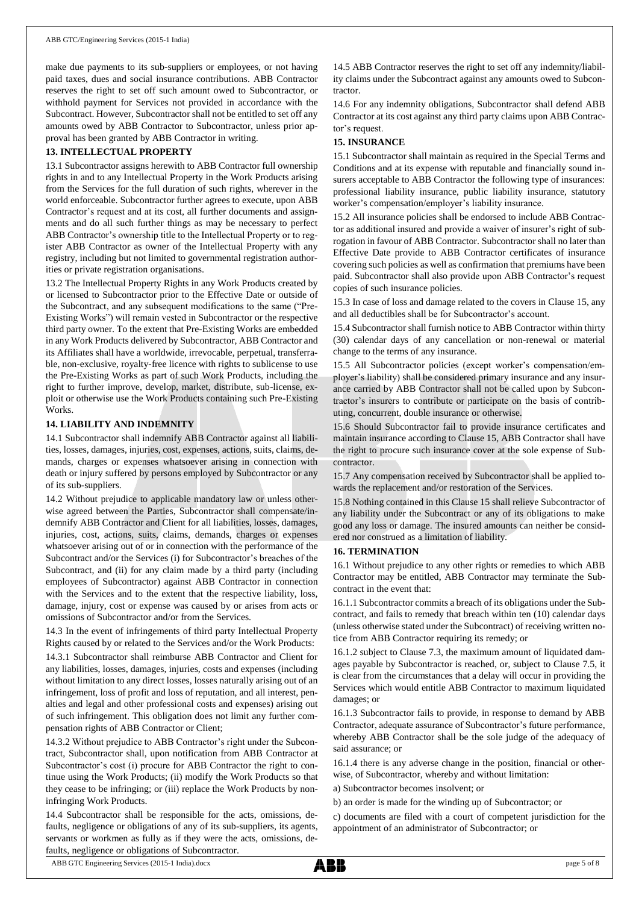make due payments to its sub-suppliers or employees, or not having paid taxes, dues and social insurance contributions. ABB Contractor reserves the right to set off such amount owed to Subcontractor, or withhold payment for Services not provided in accordance with the Subcontract. However, Subcontractor shall not be entitled to set off any amounts owed by ABB Contractor to Subcontractor, unless prior approval has been granted by ABB Contractor in writing.

**13. INTELLECTUAL PROPERTY**

13.1 Subcontractor assigns herewith to ABB Contractor full ownership rights in and to any Intellectual Property in the Work Products arising from the Services for the full duration of such rights, wherever in the world enforceable. Subcontractor further agrees to execute, upon ABB Contractor's request and at its cost, all further documents and assignments and do all such further things as may be necessary to perfect ABB Contractor's ownership title to the Intellectual Property or to register ABB Contractor as owner of the Intellectual Property with any registry, including but not limited to governmental registration authorities or private registration organisations.

13.2 The Intellectual Property Rights in any Work Products created by or licensed to Subcontractor prior to the Effective Date or outside of the Subcontract, and any subsequent modifications to the same ("Pre-Existing Works") will remain vested in Subcontractor or the respective third party owner. To the extent that Pre-Existing Works are embedded in any Work Products delivered by Subcontractor, ABB Contractor and its Affiliates shall have a worldwide, irrevocable, perpetual, transferrable, non-exclusive, royalty-free licence with rights to sublicense to use the Pre-Existing Works as part of such Work Products, including the right to further improve, develop, market, distribute, sub-license, exploit or otherwise use the Work Products containing such Pre-Existing Works.

**14. LIABILITY AND INDEMNITY**

14.1 Subcontractor shall indemnify ABB Contractor against all liabilities, losses, damages, injuries, cost, expenses, actions, suits, claims, demands, charges or expenses whatsoever arising in connection with death or injury suffered by persons employed by Subcontractor or any of its sub-suppliers.

14.2 Without prejudice to applicable mandatory law or unless otherwise agreed between the Parties, Subcontractor shall compensate/indemnify ABB Contractor and Client for all liabilities, losses, damages, injuries, cost, actions, suits, claims, demands, charges or expenses whatsoever arising out of or in connection with the performance of the Subcontract and/or the Services (i) for Subcontractor's breaches of the Subcontract, and (ii) for any claim made by a third party (including employees of Subcontractor) against ABB Contractor in connection with the Services and to the extent that the respective liability, loss, damage, injury, cost or expense was caused by or arises from acts or omissions of Subcontractor and/or from the Services.

14.3 In the event of infringements of third party Intellectual Property Rights caused by or related to the Services and/or the Work Products:

14.3.1 Subcontractor shall reimburse ABB Contractor and Client for any liabilities, losses, damages, injuries, costs and expenses (including without limitation to any direct losses, losses naturally arising out of an infringement, loss of profit and loss of reputation, and all interest, penalties and legal and other professional costs and expenses) arising out of such infringement. This obligation does not limit any further compensation rights of ABB Contractor or Client;

14.3.2 Without prejudice to ABB Contractor's right under the Subcontract, Subcontractor shall, upon notification from ABB Contractor at Subcontractor's cost (i) procure for ABB Contractor the right to continue using the Work Products; (ii) modify the Work Products so that they cease to be infringing; or (iii) replace the Work Products by non-infringing Work Products.

14.4 Subcontractor shall be responsible for the acts, omissions, defaults, negligence or obligations of any of its sub-suppliers, its agents, servants or workmen as fully as if they were the acts, omissions, defaults, negligence or obligations of Subcontractor.

14.5 ABB Contractor reserves the right to set off any indemnity/liability claims under the Subcontract against any amounts owed to Subcontractor.

14.6 For any indemnity obligations, Subcontractor shall defend ABB Contractor at its cost against any third party claims upon ABB Contractor's request.

**15. INSURANCE**

15.1 Subcontractor shall maintain as required in the Special Terms and Conditions and at its expense with reputable and financially sound insurers acceptable to ABB Contractor the following type of insurances: professional liability insurance, public liability insurance, statutory worker's compensation/employer's liability insurance.

15.2 All insurance policies shall be endorsed to include ABB Contractor as additional insured and provide a waiver of insurer's right of subrogation in favour of ABB Contractor. Subcontractor shall no later than Effective Date provide to ABB Contractor certificates of insurance covering such policies as well as confirmation that premiums have been paid. Subcontractor shall also provide upon ABB Contractor's request copies of such insurance policies.

15.3 In case of loss and damage related to the covers in Clause 15, any and all deductibles shall be for Subcontractor's account.

15.4 Subcontractor shall furnish notice to ABB Contractor within thirty (30) calendar days of any cancellation or non-renewal or material change to the terms of any insurance.

15.5 All Subcontractor policies (except worker's compensation/employer's liability) shall be considered primary insurance and any insurance carried by ABB Contractor shall not be called upon by Subcontractor's insurers to contribute or participate on the basis of contributing, concurrent, double insurance or otherwise.

15.6 Should Subcontractor fail to provide insurance certificates and maintain insurance according to Clause 15, ABB Contractor shall have the right to procure such insurance cover at the sole expense of Subcontractor.

15.7 Any compensation received by Subcontractor shall be applied towards the replacement and/or restoration of the Services.

15.8 Nothing contained in this Clause 15 shall relieve Subcontractor of any liability under the Subcontract or any of its obligations to make good any loss or damage. The insured amounts can neither be considered nor construed as a limitation of liability.

**16. TERMINATION**

16.1 Without prejudice to any other rights or remedies to which ABB Contractor may be entitled, ABB Contractor may terminate the Subcontract in the event that:

16.1.1 Subcontractor commits a breach of its obligations under the Subcontract, and fails to remedy that breach within ten (10) calendar days (unless otherwise stated under the Subcontract) of receiving written notice from ABB Contractor requiring its remedy; or

16.1.2 subject to Clause 7.3, the maximum amount of liquidated damages payable by Subcontractor is reached, or, subject to Clause 7.5, it is clear from the circumstances that a delay will occur in providing the Services which would entitle ABB Contractor to maximum liquidated damages; or

16.1.3 Subcontractor fails to provide, in response to demand by ABB Contractor, adequate assurance of Subcontractor's future performance, whereby ABB Contractor shall be the sole judge of the adequacy of said assurance; or

16.1.4 there is any adverse change in the position, financial or otherwise, of Subcontractor, whereby and without limitation:

a) Subcontractor becomes insolvent; or

b) an order is made for the winding up of Subcontractor; or

c) documents are filed with a court of competent jurisdiction for the appointment of an administrator of Subcontractor; or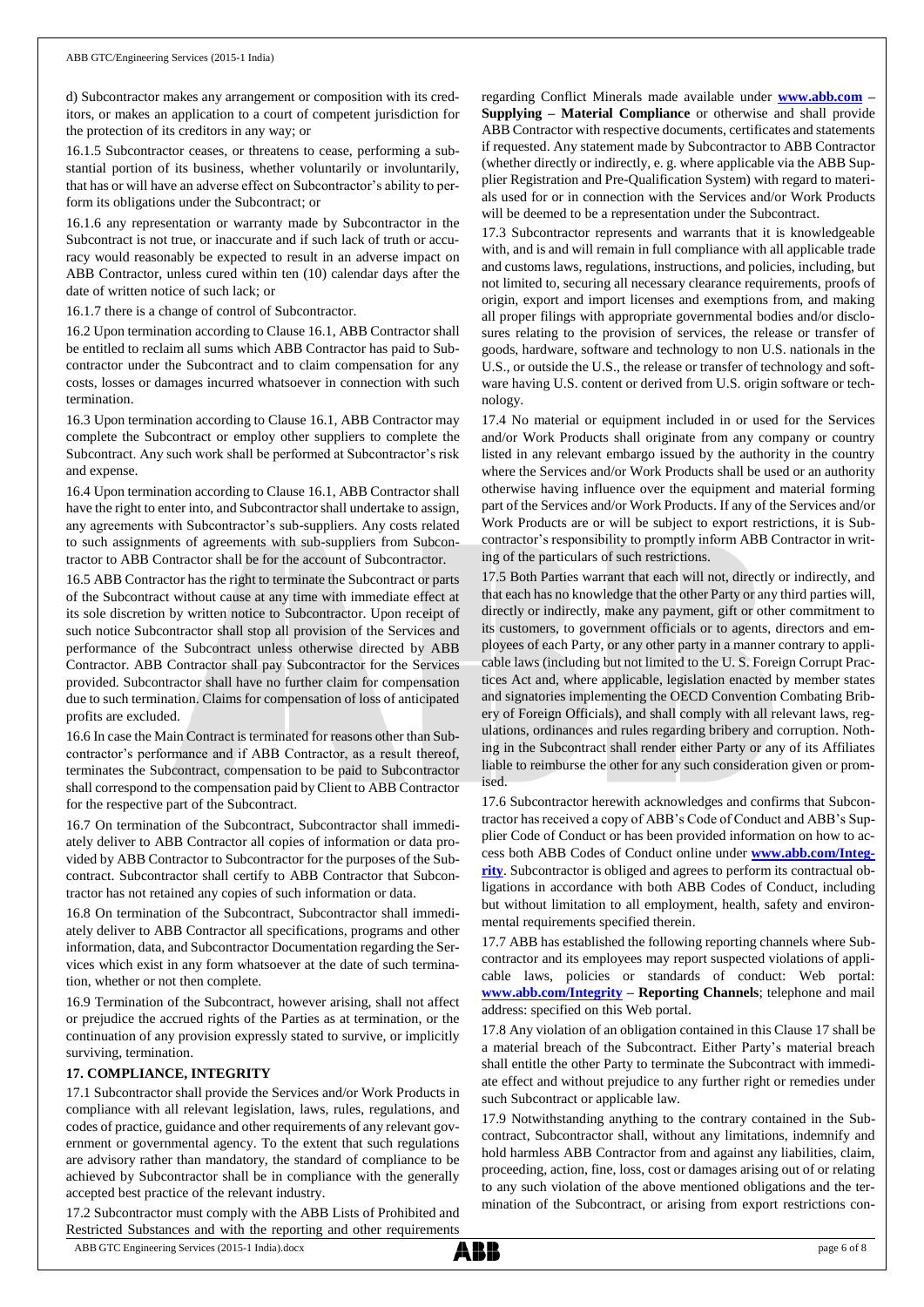d) Subcontractor makes any arrangement or composition with its creditors, or makes an application to a court of competent jurisdiction for the protection of its creditors in any way; or

16.1.5 Subcontractor ceases, or threatens to cease, performing a substantial portion of its business, whether voluntarily or involuntarily, that has or will have an adverse effect on Subcontractor's ability to perform its obligations under the Subcontract; or

16.1.6 any representation or warranty made by Subcontractor in the Subcontract is not true, or inaccurate and if such lack of truth or accuracy would reasonably be expected to result in an adverse impact on ABB Contractor, unless cured within ten (10) calendar days after the date of written notice of such lack; or

16.1.7 there is a change of control of Subcontractor.

16.2 Upon termination according to Clause 16.1, ABB Contractor shall be entitled to reclaim all sums which ABB Contractor has paid to Subcontractor under the Subcontract and to claim compensation for any costs, losses or damages incurred whatsoever in connection with such termination.

16.3 Upon termination according to Clause 16.1, ABB Contractor may complete the Subcontract or employ other suppliers to complete the Subcontract. Any such work shall be performed at Subcontractor's risk and expense.

16.4 Upon termination according to Clause 16.1, ABB Contractor shall have the right to enter into, and Subcontractor shall undertake to assign, any agreements with Subcontractor's sub-suppliers. Any costs related to such assignments of agreements with sub-suppliers from Subcontractor to ABB Contractor shall be for the account of Subcontractor.

16.5 ABB Contractor has the right to terminate the Subcontract or parts of the Subcontract without cause at any time with immediate effect at its sole discretion by written notice to Subcontractor. Upon receipt of such notice Subcontractor shall stop all provision of the Services and performance of the Subcontract unless otherwise directed by ABB Contractor. ABB Contractor shall pay Subcontractor for the Services provided. Subcontractor shall have no further claim for compensation due to such termination. Claims for compensation of loss of anticipated profits are excluded.

16.6 In case the Main Contract is terminated for reasons other than Subcontractor's performance and if ABB Contractor, as a result thereof, terminates the Subcontract, compensation to be paid to Subcontractor shall correspond to the compensation paid by Client to ABB Contractor for the respective part of the Subcontract.

16.7 On termination of the Subcontract, Subcontractor shall immediately deliver to ABB Contractor all copies of information or data provided by ABB Contractor to Subcontractor for the purposes of the Subcontract. Subcontractor shall certify to ABB Contractor that Subcontractor has not retained any copies of such information or data.

16.8 On termination of the Subcontract, Subcontractor shall immediately deliver to ABB Contractor all specifications, programs and other information, data, and Subcontractor Documentation regarding the Services which exist in any form whatsoever at the date of such termination, whether or not then complete.

16.9 Termination of the Subcontract, however arising, shall not affect or prejudice the accrued rights of the Parties as at termination, or the continuation of any provision expressly stated to survive, or implicitly surviving, termination.

### 17. COMPLIANCE, INTEGRITY

17.1 Subcontractor shall provide the Services and/or Work Products in compliance with all relevant legislation, laws, rules, regulations, and codes of practice, guidance and other requirements of any relevant government or governmental agency. To the extent that such regulations are advisory rather than mandatory, the standard of compliance to be achieved by Subcontractor shall be in compliance with the generally accepted best practice of the relevant industry.

17.2 Subcontractor must comply with the ABB Lists of Prohibited and Restricted Substances and with the reporting and other requirements regarding Conflict Minerals made available under **www.abb.com – Supplying – Material Compliance** or otherwise and shall provide ABB Contractor with respective documents, certificates and statements if requested. Any statement made by Subcontractor to ABB Contractor (whether directly or indirectly, e. g. where applicable via the ABB Supplier Registration and Pre-Qualification System) with regard to materials used for or in connection with the Services and/or Work Products will be deemed to be a representation under the Subcontract.

17.3 Subcontractor represents and warrants that it is knowledgeable with, and is and will remain in full compliance with all applicable trade and customs laws, regulations, instructions, and policies, including, but not limited to, securing all necessary clearance requirements, proofs of origin, export and import licenses and exemptions from, and making all proper filings with appropriate governmental bodies and/or disclosures relating to the provision of services, the release or transfer of goods, hardware, software and technology to non U.S. nationals in the U.S., or outside the U.S., the release or transfer of technology and software having U.S. content or derived from U.S. origin software or technology.

17.4 No material or equipment included in or used for the Services and/or Work Products shall originate from any company or country listed in any relevant embargo issued by the authority in the country where the Services and/or Work Products shall be used or an authority otherwise having influence over the equipment and material forming part of the Services and/or Work Products. If any of the Services and/or Work Products are or will be subject to export restrictions, it is Subcontractor's responsibility to promptly inform ABB Contractor in writing of the particulars of such restrictions.

17.5 Both Parties warrant that each will not, directly or indirectly, and that each has no knowledge that the other Party or any third parties will, directly or indirectly, make any payment, gift or other commitment to its customers, to government officials or to agents, directors and employees of each Party, or any other party in a manner contrary to applicable laws (including but not limited to the U. S. Foreign Corrupt Practices Act and, where applicable, legislation enacted by member states and signatories implementing the OECD Convention Combating Bribery of Foreign Officials), and shall comply with all relevant laws, regulations, ordinances and rules regarding bribery and corruption. Nothing in the Subcontract shall render either Party or any of its Affiliates liable to reimburse the other for any such consideration given or promised.

17.6 Subcontractor herewith acknowledges and confirms that Subcontractor has received a copy of ABB's Code of Conduct and ABB's Supplier Code of Conduct or has been provided information on how to access both ABB Codes of Conduct online under **www.abb.com/Integrity**. Subcontractor is obliged and agrees to perform its contractual obligations in accordance with both ABB Codes of Conduct, including but without limitation to all employment, health, safety and environmental requirements specified therein.

17.7 ABB has established the following reporting channels where Subcontractor and its employees may report suspected violations of applicable laws, policies or standards of conduct: Web portal: **www.abb.com/Integrity – Reporting Channels**; telephone and mail address: specified on this Web portal.

17.8 Any violation of an obligation contained in this Clause 17 shall be a material breach of the Subcontract. Either Party's material breach shall entitle the other Party to terminate the Subcontract with immediate effect and without prejudice to any further right or remedies under such Subcontract or applicable law.

17.9 Notwithstanding anything to the contrary contained in the Subcontract, Subcontractor shall, without any limitations, indemnify and hold harmless ABB Contractor from and against any liabilities, claim, proceeding, action, fine, loss, cost or damages arising out of or relating to any such violation of the above mentioned obligations and the termination of the Subcontract, or arising from export restrictions con-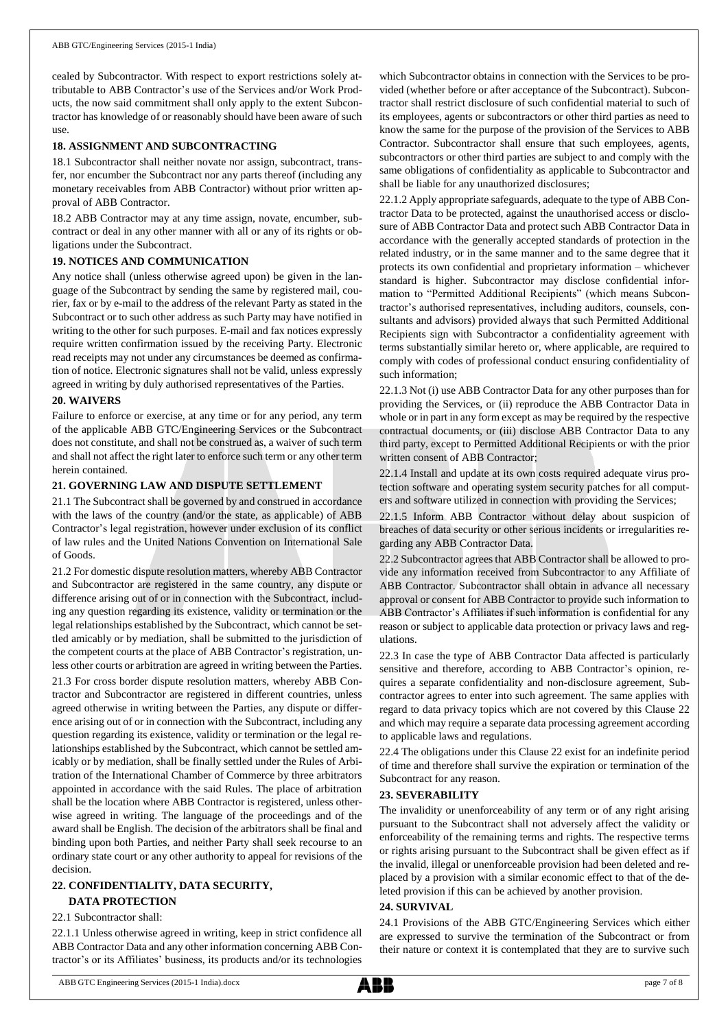cealed by Subcontractor. With respect to export restrictions solely attributable to ABB Contractor's use of the Services and/or Work Products, the now said commitment shall only apply to the extent Subcontractor has knowledge of or reasonably should have been aware of such use.

## 18. ASSIGNMENT AND SUBCONTRACTING

18.1 Subcontractor shall neither novate nor assign, subcontract, transfer, nor encumber the Subcontract nor any parts thereof (including any monetary receivables from ABB Contractor) without prior written approval of ABB Contractor.

18.2 ABB Contractor may at any time assign, novate, encumber, subcontract or deal in any other manner with all or any of its rights or obligations under the Subcontract.

## 19. NOTICES AND COMMUNICATION

Any notice shall (unless otherwise agreed upon) be given in the language of the Subcontract by sending the same by registered mail, courier, fax or by e-mail to the address of the relevant Party as stated in the Subcontract or to such other address as such Party may have notified in writing to the other for such purposes. E-mail and fax notices expressly require written confirmation issued by the receiving Party. Electronic read receipts may not under any circumstances be deemed as confirmation of notice. Electronic signatures shall not be valid, unless expressly agreed in writing by duly authorised representatives of the Parties.

## 20. WAIVERS

Failure to enforce or exercise, at any time or for any period, any term of the applicable ABB GTC/Engineering Services or the Subcontract does not constitute, and shall not be construed as, a waiver of such term and shall not affect the right later to enforce such term or any other term herein contained.

## 21. GOVERNING LAW AND DISPUTE SETTLEMENT

21.1 The Subcontract shall be governed by and construed in accordance with the laws of the country (and/or the state, as applicable) of ABB Contractor's legal registration, however under exclusion of its conflict of law rules and the United Nations Convention on International Sale of Goods.

21.2 For domestic dispute resolution matters, whereby ABB Contractor and Subcontractor are registered in the same country, any dispute or difference arising out of or in connection with the Subcontract, including any question regarding its existence, validity or termination or the legal relationships established by the Subcontract, which cannot be settled amicably or by mediation, shall be submitted to the jurisdiction of the competent courts at the place of ABB Contractor's registration, unless other courts or arbitration are agreed in writing between the Parties.

21.3 For cross border dispute resolution matters, whereby ABB Contractor and Subcontractor are registered in different countries, unless agreed otherwise in writing between the Parties, any dispute or difference arising out of or in connection with the Subcontract, including any question regarding its existence, validity or termination or the legal relationships established by the Subcontract, which cannot be settled amicably or by mediation, shall be finally settled under the Rules of Arbitration of the International Chamber of Commerce by three arbitrators appointed in accordance with the said Rules. The place of arbitration shall be the location where ABB Contractor is registered, unless otherwise agreed in writing. The language of the proceedings and of the award shall be English. The decision of the arbitrators shall be final and binding upon both Parties, and neither Party shall seek recourse to an ordinary state court or any other authority to appeal for revisions of the decision.

## 22. CONFIDENTIALITY, DATA SECURITY, DATA PROTECTION

22.1 Subcontractor shall:

22.1.1 Unless otherwise agreed in writing, keep in strict confidence all ABB Contractor Data and any other information concerning ABB Contractor's or its Affiliates' business, its products and/or its technologies which Subcontractor obtains in connection with the Services to be provided (whether before or after acceptance of the Subcontract). Subcontractor shall restrict disclosure of such confidential material to such of its employees, agents or subcontractors or other third parties as need to know the same for the purpose of the provision of the Services to ABB Contractor. Subcontractor shall ensure that such employees, agents, subcontractors or other third parties are subject to and comply with the same obligations of confidentiality as applicable to Subcontractor and shall be liable for any unauthorized disclosures;

22.1.2 Apply appropriate safeguards, adequate to the type of ABB Contractor Data to be protected, against the unauthorised access or disclosure of ABB Contractor Data and protect such ABB Contractor Data in accordance with the generally accepted standards of protection in the related industry, or in the same manner and to the same degree that it protects its own confidential and proprietary information – whichever standard is higher. Subcontractor may disclose confidential information to "Permitted Additional Recipients" (which means Subcontractor's authorised representatives, including auditors, counsels, consultants and advisors) provided always that such Permitted Additional Recipients sign with Subcontractor a confidentiality agreement with terms substantially similar hereto or, where applicable, are required to comply with codes of professional conduct ensuring confidentiality of such information;

22.1.3 Not (i) use ABB Contractor Data for any other purposes than for providing the Services, or (ii) reproduce the ABB Contractor Data in whole or in part in any form except as may be required by the respective contractual documents, or (iii) disclose ABB Contractor Data to any third party, except to Permitted Additional Recipients or with the prior written consent of ABB Contractor;

22.1.4 Install and update at its own costs required adequate virus protection software and operating system security patches for all computers and software utilized in connection with providing the Services;

22.1.5 Inform ABB Contractor without delay about suspicion of breaches of data security or other serious incidents or irregularities regarding any ABB Contractor Data.

22.2 Subcontractor agrees that ABB Contractor shall be allowed to provide any information received from Subcontractor to any Affiliate of ABB Contractor. Subcontractor shall obtain in advance all necessary approval or consent for ABB Contractor to provide such information to ABB Contractor's Affiliates if such information is confidential for any reason or subject to applicable data protection or privacy laws and regulations.

22.3 In case the type of ABB Contractor Data affected is particularly sensitive and therefore, according to ABB Contractor's opinion, requires a separate confidentiality and non-disclosure agreement, Subcontractor agrees to enter into such agreement. The same applies with regard to data privacy topics which are not covered by this Clause 22 and which may require a separate data processing agreement according to applicable laws and regulations.

22.4 The obligations under this Clause 22 exist for an indefinite period of time and therefore shall survive the expiration or termination of the Subcontract for any reason.

## 23. SEVERABILITY

The invalidity or unenforceability of any term or of any right arising pursuant to the Subcontract shall not adversely affect the validity or enforceability of the remaining terms and rights. The respective terms or rights arising pursuant to the Subcontract shall be given effect as if the invalid, illegal or unenforceable provision had been deleted and replaced by a provision with a similar economic effect to that of the deleted provision if this can be achieved by another provision.

## 24. SURVIVAL

24.1 Provisions of the ABB GTC/Engineering Services which either are expressed to survive the termination of the Subcontract or from their nature or context it is contemplated that they are to survive such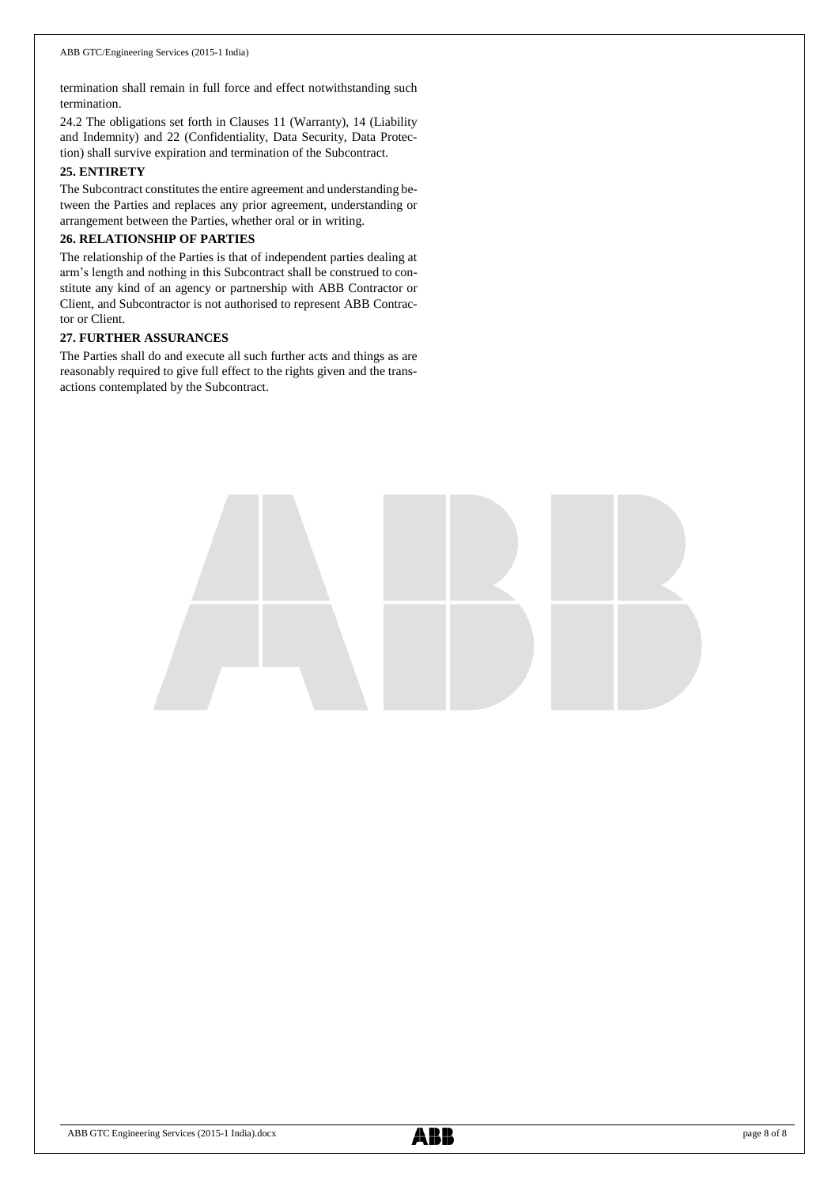termination shall remain in full force and effect notwithstanding such termination.

24.2 The obligations set forth in Clauses 11 (Warranty), 14 (Liability and Indemnity) and 22 (Confidentiality, Data Security, Data Protection) shall survive expiration and termination of the Subcontract.

**25. ENTIRETY**

The Subcontract constitutes the entire agreement and understanding between the Parties and replaces any prior agreement, understanding or arrangement between the Parties, whether oral or in writing.

**26. RELATIONSHIP OF PARTIES**

The relationship of the Parties is that of independent parties dealing at arm's length and nothing in this Subcontract shall be construed to constitute any kind of an agency or partnership with ABB Contractor or Client, and Subcontractor is not authorised to represent ABB Contractor or Client.

**27. FURTHER ASSURANCES**

The Parties shall do and execute all such further acts and things as are reasonably required to give full effect to the rights given and the transactions contemplated by the Subcontract.